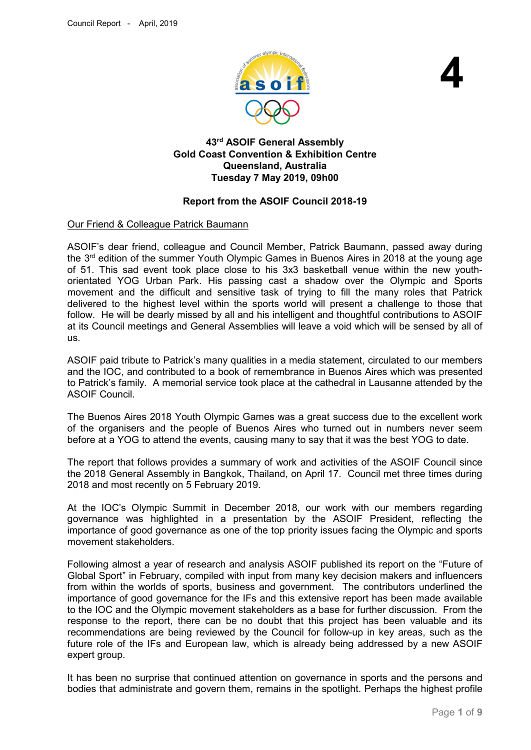**4**

**43rd ASOIF General Assembly**
**Gold Coast Convention & Exhibition Centre**
**Queensland, Australia**
**Tuesday 7 May 2019, 09h00**

**Report from the ASOIF Council 2018-19**

<u>Our Friend & Colleague Patrick Baumann</u>

ASOIF's dear friend, colleague and Council Member, Patrick Baumann, passed away during the 3rd edition of the summer Youth Olympic Games in Buenos Aires in 2018 at the young age of 51. This sad event took place close to his 3x3 basketball venue within the new youth-orientated YOG Urban Park. His passing cast a shadow over the Olympic and Sports movement and the difficult and sensitive task of trying to fill the many roles that Patrick delivered to the highest level within the sports world will present a challenge to those that follow. He will be dearly missed by all and his intelligent and thoughtful contributions to ASOIF at its Council meetings and General Assemblies will leave a void which will be sensed by all of us.

ASOIF paid tribute to Patrick's many qualities in a media statement, circulated to our members and the IOC, and contributed to a book of remembrance in Buenos Aires which was presented to Patrick's family. A memorial service took place at the cathedral in Lausanne attended by the ASOIF Council.

The Buenos Aires 2018 Youth Olympic Games was a great success due to the excellent work of the organisers and the people of Buenos Aires who turned out in numbers never seem before at a YOG to attend the events, causing many to say that it was the best YOG to date.

The report that follows provides a summary of work and activities of the ASOIF Council since the 2018 General Assembly in Bangkok, Thailand, on April 17. Council met three times during 2018 and most recently on 5 February 2019.

At the IOC's Olympic Summit in December 2018, our work with our members regarding governance was highlighted in a presentation by the ASOIF President, reflecting the importance of good governance as one of the top priority issues facing the Olympic and sports movement stakeholders.

Following almost a year of research and analysis ASOIF published its report on the "Future of Global Sport" in February, compiled with input from many key decision makers and influencers from within the worlds of sports, business and government. The contributors underlined the importance of good governance for the IFs and this extensive report has been made available to the IOC and the Olympic movement stakeholders as a base for further discussion. From the response to the report, there can be no doubt that this project has been valuable and its recommendations are being reviewed by the Council for follow-up in key areas, such as the future role of the IFs and European law, which is already being addressed by a new ASOIF expert group.

It has been no surprise that continued attention on governance in sports and the persons and bodies that administrate and govern them, remains in the spotlight. Perhaps the highest profile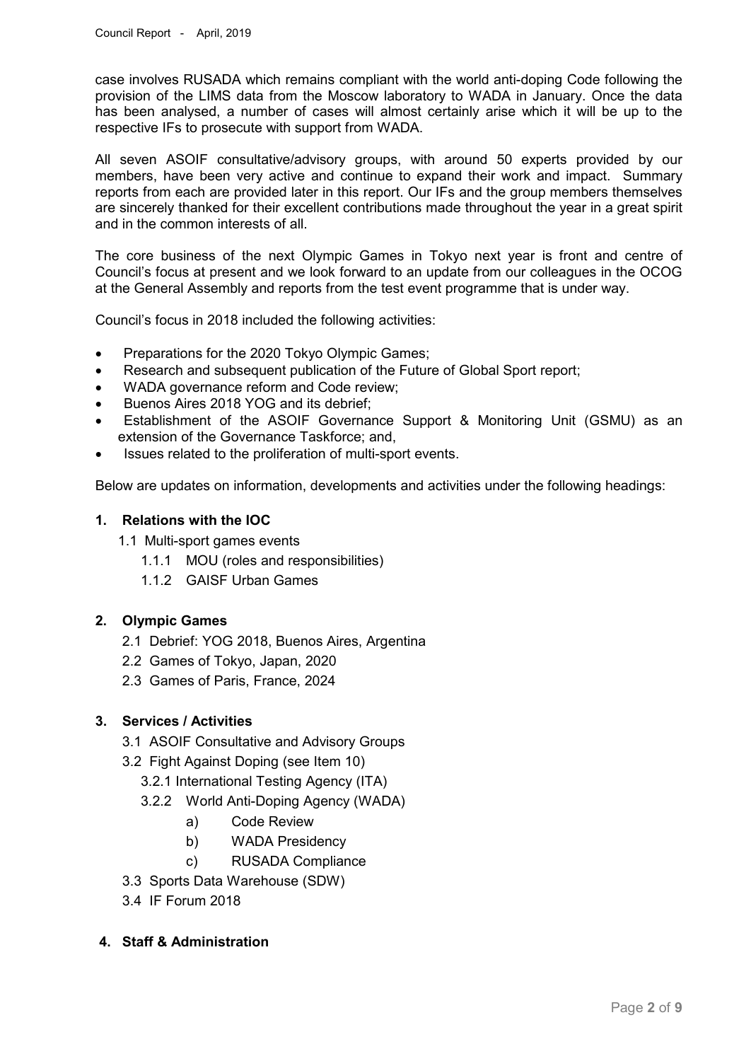case involves RUSADA which remains compliant with the world anti-doping Code following the provision of the LIMS data from the Moscow laboratory to WADA in January. Once the data has been analysed, a number of cases will almost certainly arise which it will be up to the respective IFs to prosecute with support from WADA.

All seven ASOIF consultative/advisory groups, with around 50 experts provided by our members, have been very active and continue to expand their work and impact. Summary reports from each are provided later in this report. Our IFs and the group members themselves are sincerely thanked for their excellent contributions made throughout the year in a great spirit and in the common interests of all.

The core business of the next Olympic Games in Tokyo next year is front and centre of Council's focus at present and we look forward to an update from our colleagues in the OCOG at the General Assembly and reports from the test event programme that is under way.

Council's focus in 2018 included the following activities:

- Preparations for the 2020 Tokyo Olympic Games;
- Research and subsequent publication of the Future of Global Sport report;
- WADA governance reform and Code review;
- Buenos Aires 2018 YOG and its debrief;
- Establishment of the ASOIF Governance Support & Monitoring Unit (GSMU) as an extension of the Governance Taskforce; and,
- Issues related to the proliferation of multi-sport events.

Below are updates on information, developments and activities under the following headings:

**1. Relations with the IOC**

- 1.1 Multi-sport games events
  - 1.1.1 MOU (roles and responsibilities)
  - 1.1.2 GAISF Urban Games

**2. Olympic Games**

- 2.1 Debrief: YOG 2018, Buenos Aires, Argentina
- 2.2 Games of Tokyo, Japan, 2020
- 2.3 Games of Paris, France, 2024

**3. Services / Activities**

- 3.1 ASOIF Consultative and Advisory Groups
- 3.2 Fight Against Doping (see Item 10)
  - 3.2.1 International Testing Agency (ITA)
  - 3.2.2 World Anti-Doping Agency (WADA)
    - a) Code Review
    - b) WADA Presidency
    - c) RUSADA Compliance
- 3.3 Sports Data Warehouse (SDW)
- 3.4 IF Forum 2018

**4. Staff & Administration**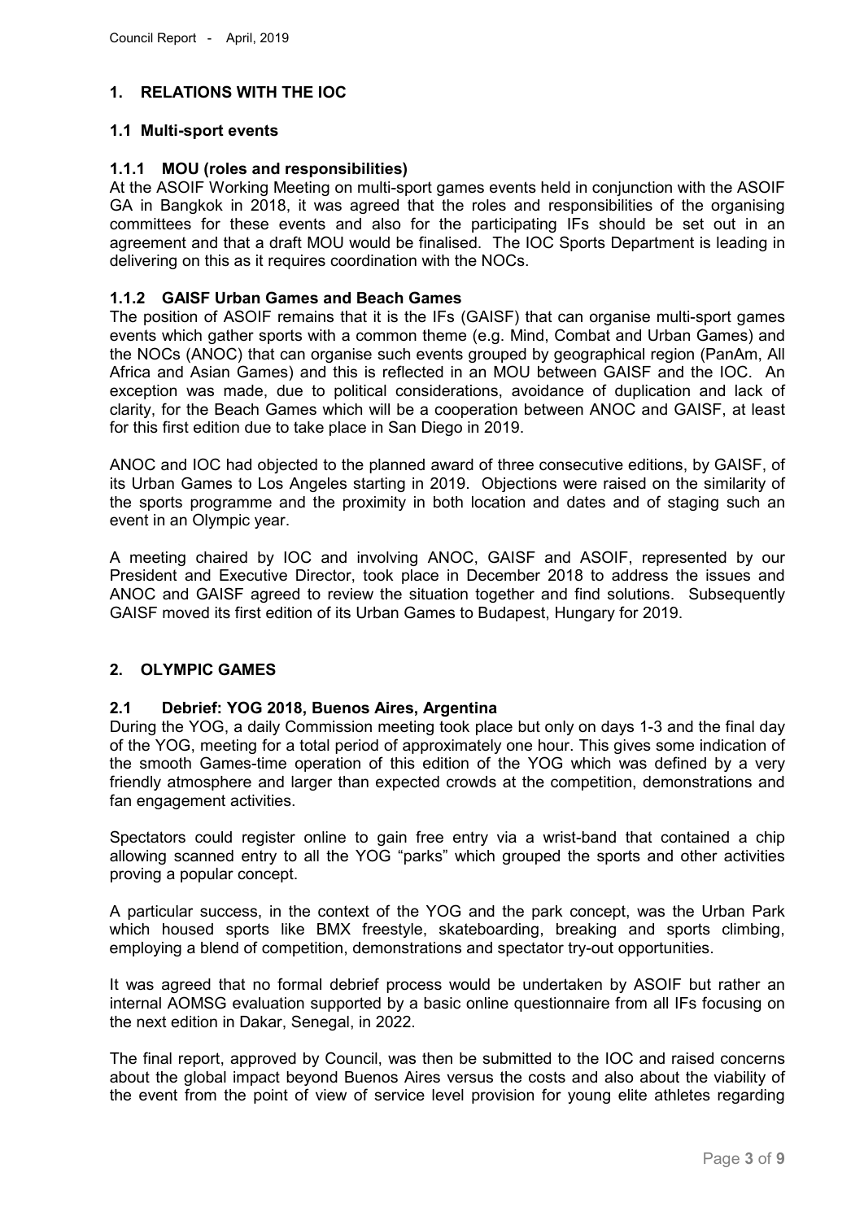## 1. RELATIONS WITH THE IOC

### 1.1 Multi-sport events

#### 1.1.1 MOU (roles and responsibilities)

At the ASOIF Working Meeting on multi-sport games events held in conjunction with the ASOIF GA in Bangkok in 2018, it was agreed that the roles and responsibilities of the organising committees for these events and also for the participating IFs should be set out in an agreement and that a draft MOU would be finalised. The IOC Sports Department is leading in delivering on this as it requires coordination with the NOCs.

#### 1.1.2 GAISF Urban Games and Beach Games

The position of ASOIF remains that it is the IFs (GAISF) that can organise multi-sport games events which gather sports with a common theme (e.g. Mind, Combat and Urban Games) and the NOCs (ANOC) that can organise such events grouped by geographical region (PanAm, All Africa and Asian Games) and this is reflected in an MOU between GAISF and the IOC. An exception was made, due to political considerations, avoidance of duplication and lack of clarity, for the Beach Games which will be a cooperation between ANOC and GAISF, at least for this first edition due to take place in San Diego in 2019.

ANOC and IOC had objected to the planned award of three consecutive editions, by GAISF, of its Urban Games to Los Angeles starting in 2019. Objections were raised on the similarity of the sports programme and the proximity in both location and dates and of staging such an event in an Olympic year.

A meeting chaired by IOC and involving ANOC, GAISF and ASOIF, represented by our President and Executive Director, took place in December 2018 to address the issues and ANOC and GAISF agreed to review the situation together and find solutions. Subsequently GAISF moved its first edition of its Urban Games to Budapest, Hungary for 2019.

## 2. OLYMPIC GAMES

### 2.1 Debrief: YOG 2018, Buenos Aires, Argentina

During the YOG, a daily Commission meeting took place but only on days 1-3 and the final day of the YOG, meeting for a total period of approximately one hour. This gives some indication of the smooth Games-time operation of this edition of the YOG which was defined by a very friendly atmosphere and larger than expected crowds at the competition, demonstrations and fan engagement activities.

Spectators could register online to gain free entry via a wrist-band that contained a chip allowing scanned entry to all the YOG "parks" which grouped the sports and other activities proving a popular concept.

A particular success, in the context of the YOG and the park concept, was the Urban Park which housed sports like BMX freestyle, skateboarding, breaking and sports climbing, employing a blend of competition, demonstrations and spectator try-out opportunities.

It was agreed that no formal debrief process would be undertaken by ASOIF but rather an internal AOMSG evaluation supported by a basic online questionnaire from all IFs focusing on the next edition in Dakar, Senegal, in 2022.

The final report, approved by Council, was then be submitted to the IOC and raised concerns about the global impact beyond Buenos Aires versus the costs and also about the viability of the event from the point of view of service level provision for young elite athletes regarding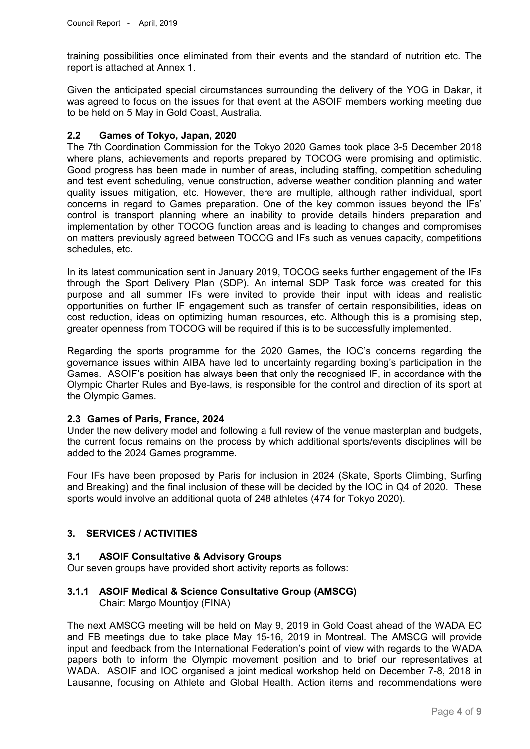training possibilities once eliminated from their events and the standard of nutrition etc. The report is attached at Annex 1.

Given the anticipated special circumstances surrounding the delivery of the YOG in Dakar, it was agreed to focus on the issues for that event at the ASOIF members working meeting due to be held on 5 May in Gold Coast, Australia.

### 2.2 Games of Tokyo, Japan, 2020

The 7th Coordination Commission for the Tokyo 2020 Games took place 3-5 December 2018 where plans, achievements and reports prepared by TOCOG were promising and optimistic. Good progress has been made in number of areas, including staffing, competition scheduling and test event scheduling, venue construction, adverse weather condition planning and water quality issues mitigation, etc. However, there are multiple, although rather individual, sport concerns in regard to Games preparation. One of the key common issues beyond the IFs' control is transport planning where an inability to provide details hinders preparation and implementation by other TOCOG function areas and is leading to changes and compromises on matters previously agreed between TOCOG and IFs such as venues capacity, competitions schedules, etc.

In its latest communication sent in January 2019, TOCOG seeks further engagement of the IFs through the Sport Delivery Plan (SDP). An internal SDP Task force was created for this purpose and all summer IFs were invited to provide their input with ideas and realistic opportunities on further IF engagement such as transfer of certain responsibilities, ideas on cost reduction, ideas on optimizing human resources, etc. Although this is a promising step, greater openness from TOCOG will be required if this is to be successfully implemented.

Regarding the sports programme for the 2020 Games, the IOC's concerns regarding the governance issues within AIBA have led to uncertainty regarding boxing's participation in the Games. ASOIF's position has always been that only the recognised IF, in accordance with the Olympic Charter Rules and Bye-laws, is responsible for the control and direction of its sport at the Olympic Games.

### 2.3 Games of Paris, France, 2024

Under the new delivery model and following a full review of the venue masterplan and budgets, the current focus remains on the process by which additional sports/events disciplines will be added to the 2024 Games programme.

Four IFs have been proposed by Paris for inclusion in 2024 (Skate, Sports Climbing, Surfing and Breaking) and the final inclusion of these will be decided by the IOC in Q4 of 2020. These sports would involve an additional quota of 248 athletes (474 for Tokyo 2020).

## 3. SERVICES / ACTIVITIES

### 3.1 ASOIF Consultative & Advisory Groups

Our seven groups have provided short activity reports as follows:

#### 3.1.1 ASOIF Medical & Science Consultative Group (AMSCG)

Chair: Margo Mountjoy (FINA)

The next AMSCG meeting will be held on May 9, 2019 in Gold Coast ahead of the WADA EC and FB meetings due to take place May 15-16, 2019 in Montreal. The AMSCG will provide input and feedback from the International Federation's point of view with regards to the WADA papers both to inform the Olympic movement position and to brief our representatives at WADA. ASOIF and IOC organised a joint medical workshop held on December 7-8, 2018 in Lausanne, focusing on Athlete and Global Health. Action items and recommendations were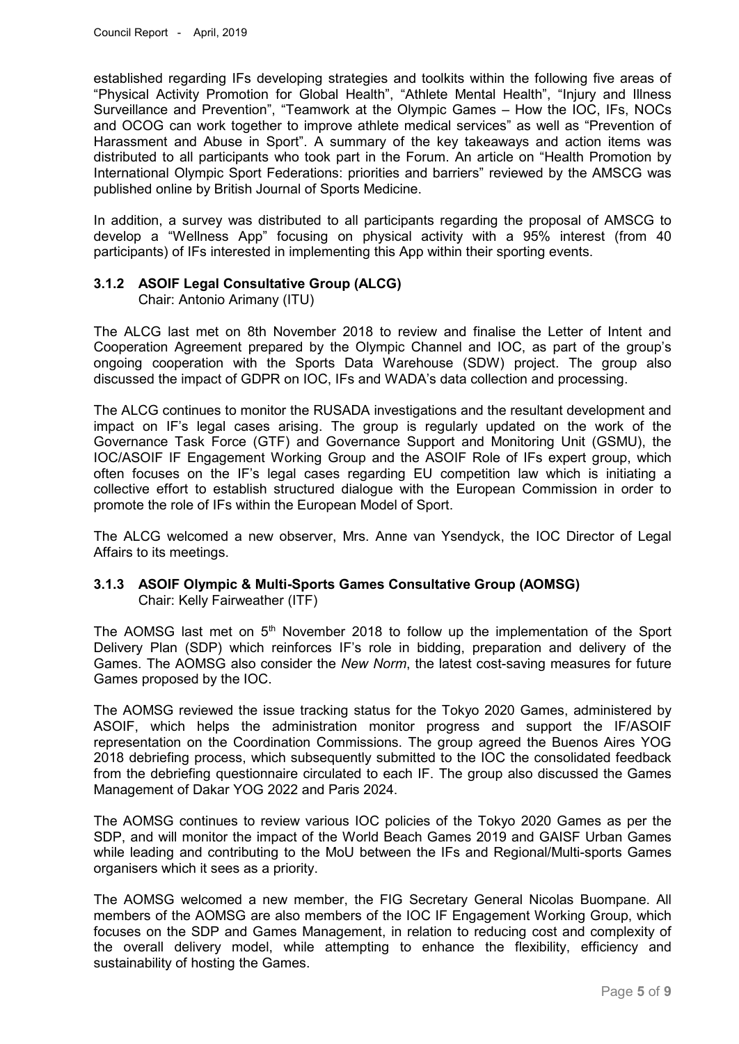established regarding IFs developing strategies and toolkits within the following five areas of "Physical Activity Promotion for Global Health", "Athlete Mental Health", "Injury and Illness Surveillance and Prevention", "Teamwork at the Olympic Games – How the IOC, IFs, NOCs and OCOG can work together to improve athlete medical services" as well as "Prevention of Harassment and Abuse in Sport". A summary of the key takeaways and action items was distributed to all participants who took part in the Forum. An article on "Health Promotion by International Olympic Sport Federations: priorities and barriers" reviewed by the AMSCG was published online by British Journal of Sports Medicine.

In addition, a survey was distributed to all participants regarding the proposal of AMSCG to develop a "Wellness App" focusing on physical activity with a 95% interest (from 40 participants) of IFs interested in implementing this App within their sporting events.

### 3.1.2 ASOIF Legal Consultative Group (ALCG)

Chair: Antonio Arimany (ITU)

The ALCG last met on 8th November 2018 to review and finalise the Letter of Intent and Cooperation Agreement prepared by the Olympic Channel and IOC, as part of the group's ongoing cooperation with the Sports Data Warehouse (SDW) project. The group also discussed the impact of GDPR on IOC, IFs and WADA's data collection and processing.

The ALCG continues to monitor the RUSADA investigations and the resultant development and impact on IF's legal cases arising. The group is regularly updated on the work of the Governance Task Force (GTF) and Governance Support and Monitoring Unit (GSMU), the IOC/ASOIF IF Engagement Working Group and the ASOIF Role of IFs expert group, which often focuses on the IF's legal cases regarding EU competition law which is initiating a collective effort to establish structured dialogue with the European Commission in order to promote the role of IFs within the European Model of Sport.

The ALCG welcomed a new observer, Mrs. Anne van Ysendyck, the IOC Director of Legal Affairs to its meetings.

### 3.1.3 ASOIF Olympic & Multi-Sports Games Consultative Group (AOMSG)

Chair: Kelly Fairweather (ITF)

The AOMSG last met on 5th November 2018 to follow up the implementation of the Sport Delivery Plan (SDP) which reinforces IF's role in bidding, preparation and delivery of the Games. The AOMSG also consider the *New Norm*, the latest cost-saving measures for future Games proposed by the IOC.

The AOMSG reviewed the issue tracking status for the Tokyo 2020 Games, administered by ASOIF, which helps the administration monitor progress and support the IF/ASOIF representation on the Coordination Commissions. The group agreed the Buenos Aires YOG 2018 debriefing process, which subsequently submitted to the IOC the consolidated feedback from the debriefing questionnaire circulated to each IF. The group also discussed the Games Management of Dakar YOG 2022 and Paris 2024.

The AOMSG continues to review various IOC policies of the Tokyo 2020 Games as per the SDP, and will monitor the impact of the World Beach Games 2019 and GAISF Urban Games while leading and contributing to the MoU between the IFs and Regional/Multi-sports Games organisers which it sees as a priority.

The AOMSG welcomed a new member, the FIG Secretary General Nicolas Buompane. All members of the AOMSG are also members of the IOC IF Engagement Working Group, which focuses on the SDP and Games Management, in relation to reducing cost and complexity of the overall delivery model, while attempting to enhance the flexibility, efficiency and sustainability of hosting the Games.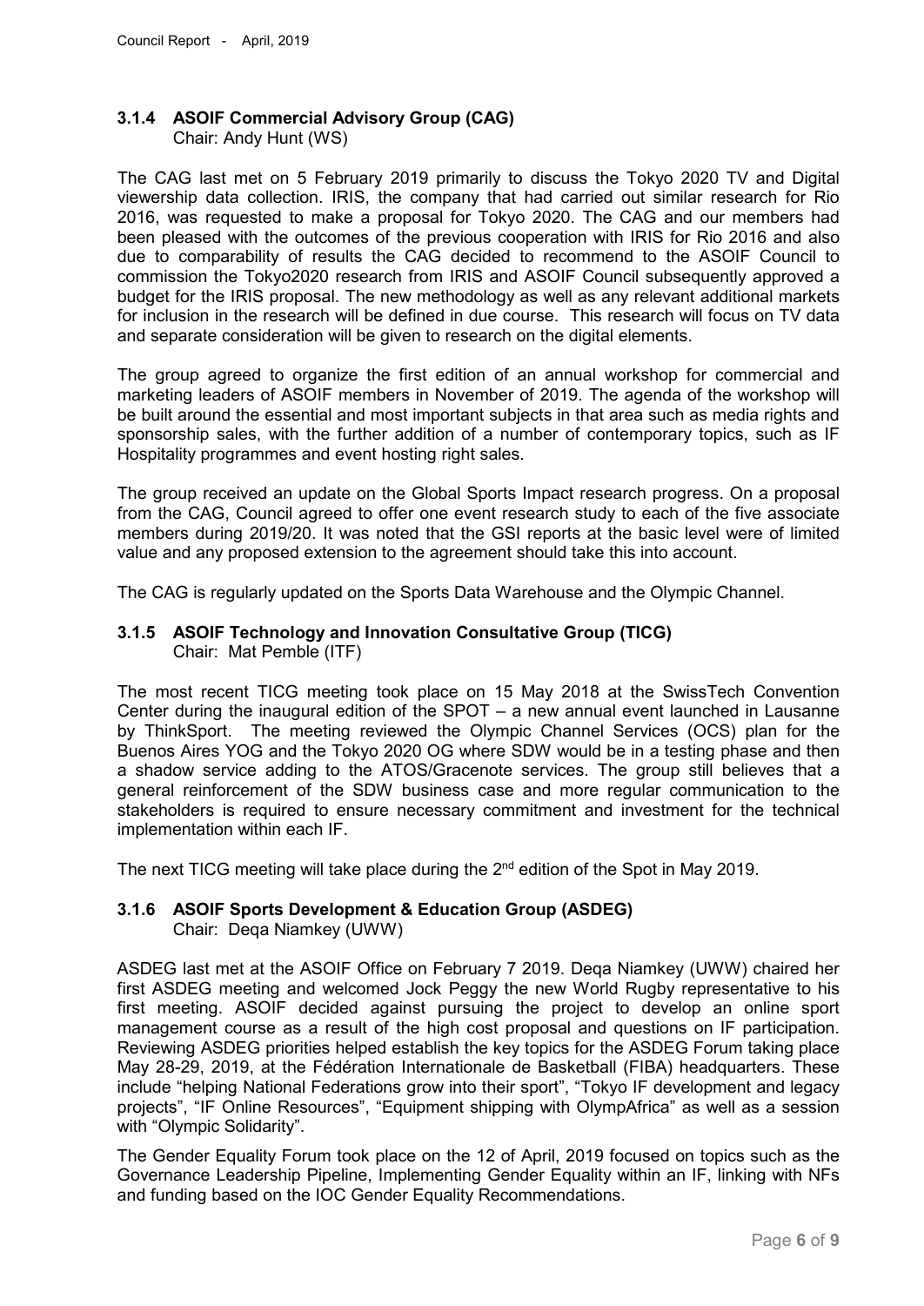### 3.1.4 ASOIF Commercial Advisory Group (CAG)

Chair: Andy Hunt (WS)

The CAG last met on 5 February 2019 primarily to discuss the Tokyo 2020 TV and Digital viewership data collection. IRIS, the company that had carried out similar research for Rio 2016, was requested to make a proposal for Tokyo 2020. The CAG and our members had been pleased with the outcomes of the previous cooperation with IRIS for Rio 2016 and also due to comparability of results the CAG decided to recommend to the ASOIF Council to commission the Tokyo2020 research from IRIS and ASOIF Council subsequently approved a budget for the IRIS proposal. The new methodology as well as any relevant additional markets for inclusion in the research will be defined in due course. This research will focus on TV data and separate consideration will be given to research on the digital elements.

The group agreed to organize the first edition of an annual workshop for commercial and marketing leaders of ASOIF members in November of 2019. The agenda of the workshop will be built around the essential and most important subjects in that area such as media rights and sponsorship sales, with the further addition of a number of contemporary topics, such as IF Hospitality programmes and event hosting right sales.

The group received an update on the Global Sports Impact research progress. On a proposal from the CAG, Council agreed to offer one event research study to each of the five associate members during 2019/20. It was noted that the GSI reports at the basic level were of limited value and any proposed extension to the agreement should take this into account.

The CAG is regularly updated on the Sports Data Warehouse and the Olympic Channel.

### 3.1.5 ASOIF Technology and Innovation Consultative Group (TICG)

Chair: Mat Pemble (ITF)

The most recent TICG meeting took place on 15 May 2018 at the SwissTech Convention Center during the inaugural edition of the SPOT – a new annual event launched in Lausanne by ThinkSport. The meeting reviewed the Olympic Channel Services (OCS) plan for the Buenos Aires YOG and the Tokyo 2020 OG where SDW would be in a testing phase and then a shadow service adding to the ATOS/Gracenote services. The group still believes that a general reinforcement of the SDW business case and more regular communication to the stakeholders is required to ensure necessary commitment and investment for the technical implementation within each IF.

The next TICG meeting will take place during the 2nd edition of the Spot in May 2019.

### 3.1.6 ASOIF Sports Development & Education Group (ASDEG)

Chair: Deqa Niamkey (UWW)

ASDEG last met at the ASOIF Office on February 7 2019. Deqa Niamkey (UWW) chaired her first ASDEG meeting and welcomed Jock Peggy the new World Rugby representative to his first meeting. ASOIF decided against pursuing the project to develop an online sport management course as a result of the high cost proposal and questions on IF participation. Reviewing ASDEG priorities helped establish the key topics for the ASDEG Forum taking place May 28-29, 2019, at the Fédération Internationale de Basketball (FIBA) headquarters. These include "helping National Federations grow into their sport", "Tokyo IF development and legacy projects", "IF Online Resources", "Equipment shipping with OlympAfrica" as well as a session with "Olympic Solidarity".

The Gender Equality Forum took place on the 12 of April, 2019 focused on topics such as the Governance Leadership Pipeline, Implementing Gender Equality within an IF, linking with NFs and funding based on the IOC Gender Equality Recommendations.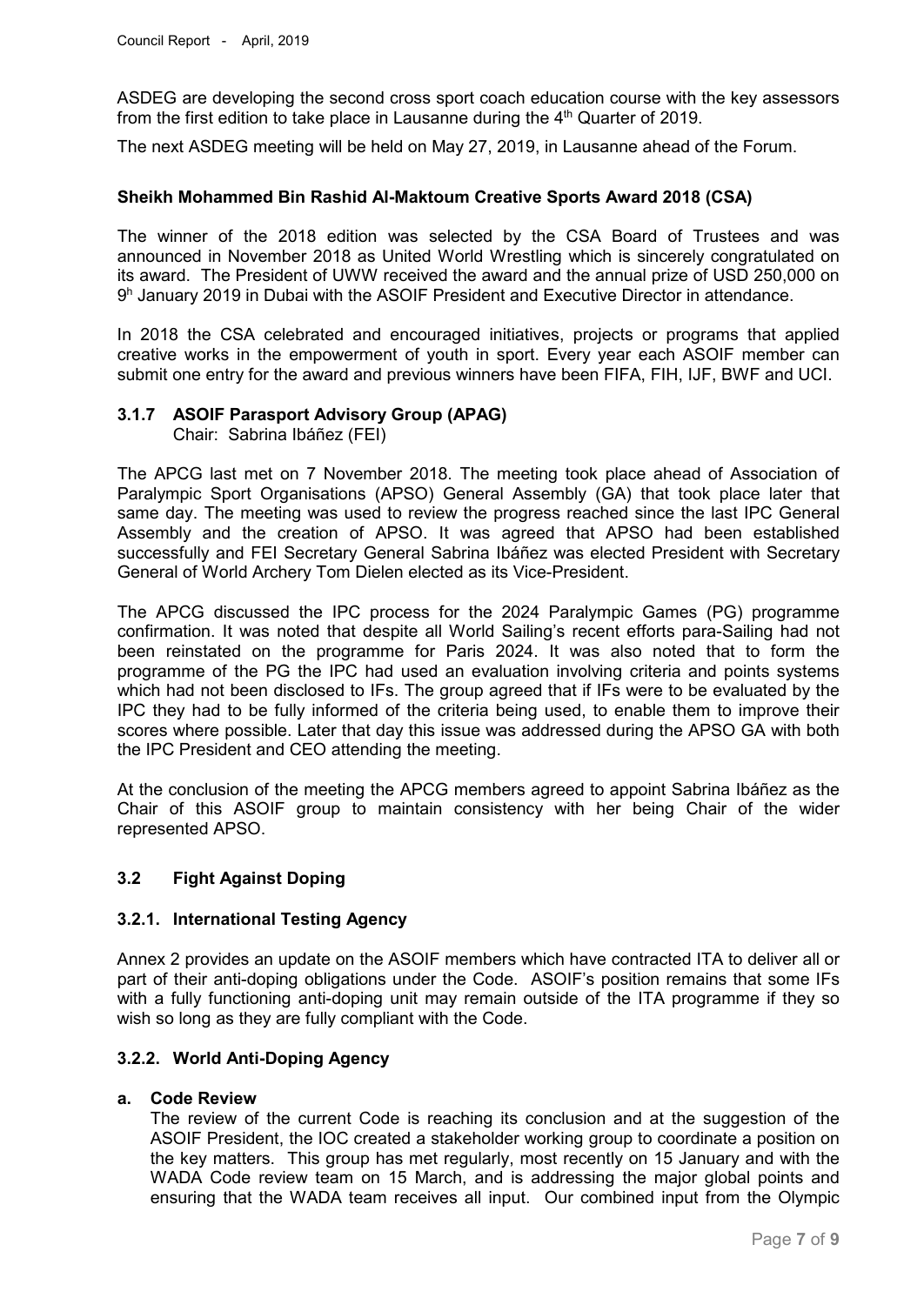ASDEG are developing the second cross sport coach education course with the key assessors from the first edition to take place in Lausanne during the 4th Quarter of 2019.

The next ASDEG meeting will be held on May 27, 2019, in Lausanne ahead of the Forum.

**Sheikh Mohammed Bin Rashid Al-Maktoum Creative Sports Award 2018 (CSA)**

The winner of the 2018 edition was selected by the CSA Board of Trustees and was announced in November 2018 as United World Wrestling which is sincerely congratulated on its award. The President of UWW received the award and the annual prize of USD 250,000 on 9h January 2019 in Dubai with the ASOIF President and Executive Director in attendance.

In 2018 the CSA celebrated and encouraged initiatives, projects or programs that applied creative works in the empowerment of youth in sport. Every year each ASOIF member can submit one entry for the award and previous winners have been FIFA, FIH, IJF, BWF and UCI.

### 3.1.7 ASOIF Parasport Advisory Group (APAG)

Chair: Sabrina Ibáñez (FEI)

The APCG last met on 7 November 2018. The meeting took place ahead of Association of Paralympic Sport Organisations (APSO) General Assembly (GA) that took place later that same day. The meeting was used to review the progress reached since the last IPC General Assembly and the creation of APSO. It was agreed that APSO had been established successfully and FEI Secretary General Sabrina Ibáñez was elected President with Secretary General of World Archery Tom Dielen elected as its Vice-President.

The APCG discussed the IPC process for the 2024 Paralympic Games (PG) programme confirmation. It was noted that despite all World Sailing's recent efforts para-Sailing had not been reinstated on the programme for Paris 2024. It was also noted that to form the programme of the PG the IPC had used an evaluation involving criteria and points systems which had not been disclosed to IFs. The group agreed that if IFs were to be evaluated by the IPC they had to be fully informed of the criteria being used, to enable them to improve their scores where possible. Later that day this issue was addressed during the APSO GA with both the IPC President and CEO attending the meeting.

At the conclusion of the meeting the APCG members agreed to appoint Sabrina Ibáñez as the Chair of this ASOIF group to maintain consistency with her being Chair of the wider represented APSO.

## 3.2 Fight Against Doping

### 3.2.1. International Testing Agency

Annex 2 provides an update on the ASOIF members which have contracted ITA to deliver all or part of their anti-doping obligations under the Code. ASOIF's position remains that some IFs with a fully functioning anti-doping unit may remain outside of the ITA programme if they so wish so long as they are fully compliant with the Code.

### 3.2.2. World Anti-Doping Agency

**a. Code Review**

The review of the current Code is reaching its conclusion and at the suggestion of the ASOIF President, the IOC created a stakeholder working group to coordinate a position on the key matters. This group has met regularly, most recently on 15 January and with the WADA Code review team on 15 March, and is addressing the major global points and ensuring that the WADA team receives all input. Our combined input from the Olympic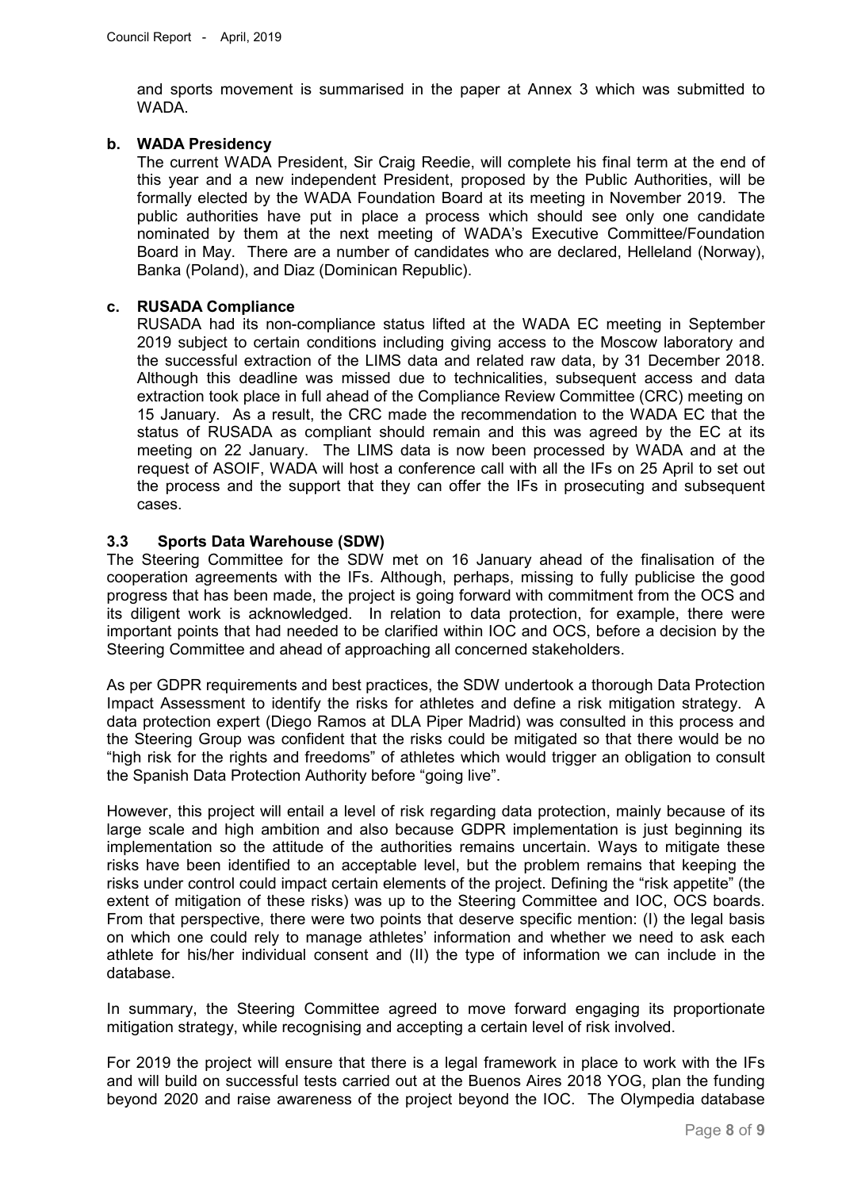and sports movement is summarised in the paper at Annex 3 which was submitted to WADA.

**b. WADA Presidency**

The current WADA President, Sir Craig Reedie, will complete his final term at the end of this year and a new independent President, proposed by the Public Authorities, will be formally elected by the WADA Foundation Board at its meeting in November 2019. The public authorities have put in place a process which should see only one candidate nominated by them at the next meeting of WADA's Executive Committee/Foundation Board in May. There are a number of candidates who are declared, Helleland (Norway), Banka (Poland), and Diaz (Dominican Republic).

**c. RUSADA Compliance**

RUSADA had its non-compliance status lifted at the WADA EC meeting in September 2019 subject to certain conditions including giving access to the Moscow laboratory and the successful extraction of the LIMS data and related raw data, by 31 December 2018. Although this deadline was missed due to technicalities, subsequent access and data extraction took place in full ahead of the Compliance Review Committee (CRC) meeting on 15 January. As a result, the CRC made the recommendation to the WADA EC that the status of RUSADA as compliant should remain and this was agreed by the EC at its meeting on 22 January. The LIMS data is now been processed by WADA and at the request of ASOIF, WADA will host a conference call with all the IFs on 25 April to set out the process and the support that they can offer the IFs in prosecuting and subsequent cases.

### 3.3 Sports Data Warehouse (SDW)

The Steering Committee for the SDW met on 16 January ahead of the finalisation of the cooperation agreements with the IFs. Although, perhaps, missing to fully publicise the good progress that has been made, the project is going forward with commitment from the OCS and its diligent work is acknowledged. In relation to data protection, for example, there were important points that had needed to be clarified within IOC and OCS, before a decision by the Steering Committee and ahead of approaching all concerned stakeholders.

As per GDPR requirements and best practices, the SDW undertook a thorough Data Protection Impact Assessment to identify the risks for athletes and define a risk mitigation strategy. A data protection expert (Diego Ramos at DLA Piper Madrid) was consulted in this process and the Steering Group was confident that the risks could be mitigated so that there would be no "high risk for the rights and freedoms" of athletes which would trigger an obligation to consult the Spanish Data Protection Authority before "going live".

However, this project will entail a level of risk regarding data protection, mainly because of its large scale and high ambition and also because GDPR implementation is just beginning its implementation so the attitude of the authorities remains uncertain. Ways to mitigate these risks have been identified to an acceptable level, but the problem remains that keeping the risks under control could impact certain elements of the project. Defining the "risk appetite" (the extent of mitigation of these risks) was up to the Steering Committee and IOC, OCS boards. From that perspective, there were two points that deserve specific mention: (I) the legal basis on which one could rely to manage athletes' information and whether we need to ask each athlete for his/her individual consent and (II) the type of information we can include in the database.

In summary, the Steering Committee agreed to move forward engaging its proportionate mitigation strategy, while recognising and accepting a certain level of risk involved.

For 2019 the project will ensure that there is a legal framework in place to work with the IFs and will build on successful tests carried out at the Buenos Aires 2018 YOG, plan the funding beyond 2020 and raise awareness of the project beyond the IOC. The Olympedia database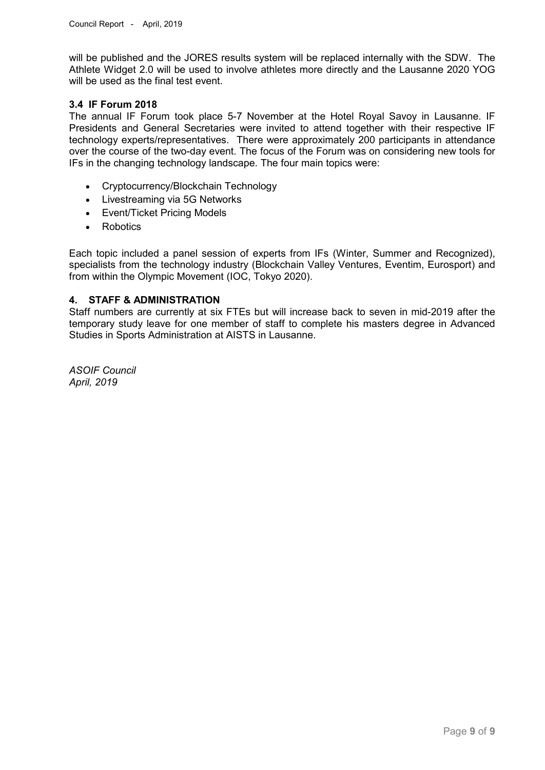will be published and the JORES results system will be replaced internally with the SDW. The Athlete Widget 2.0 will be used to involve athletes more directly and the Lausanne 2020 YOG will be used as the final test event.

### 3.4 IF Forum 2018

The annual IF Forum took place 5-7 November at the Hotel Royal Savoy in Lausanne. IF Presidents and General Secretaries were invited to attend together with their respective IF technology experts/representatives. There were approximately 200 participants in attendance over the course of the two-day event. The focus of the Forum was on considering new tools for IFs in the changing technology landscape. The four main topics were:

- Cryptocurrency/Blockchain Technology
- Livestreaming via 5G Networks
- Event/Ticket Pricing Models
- Robotics

Each topic included a panel session of experts from IFs (Winter, Summer and Recognized), specialists from the technology industry (Blockchain Valley Ventures, Eventim, Eurosport) and from within the Olympic Movement (IOC, Tokyo 2020).

## 4. STAFF & ADMINISTRATION

Staff numbers are currently at six FTEs but will increase back to seven in mid-2019 after the temporary study leave for one member of staff to complete his masters degree in Advanced Studies in Sports Administration at AISTS in Lausanne.

*ASOIF Council*
*April, 2019*